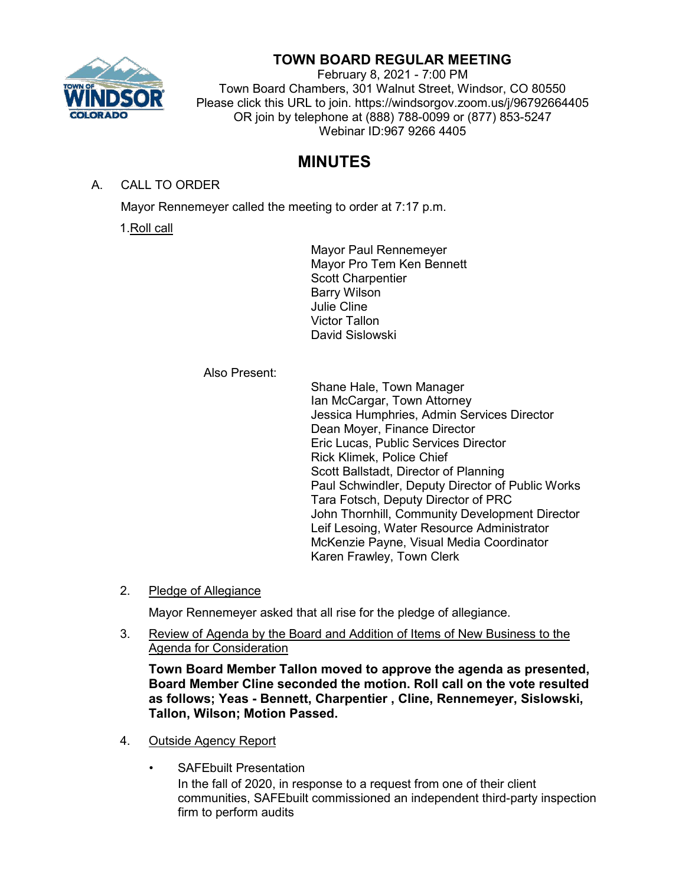# TOWN BOARD REGULAR MEETING

February 8, 2021 - 7:00 PM
Town Board Chambers, 301 Walnut Street, Windsor, CO 80550
Please click this URL to join. https://windsorgov.zoom.us/j/96792664405
OR join by telephone at (888) 788-0099 or (877) 853-5247
Webinar ID:967 9266 4405

# MINUTES

A. CALL TO ORDER

Mayor Rennemeyer called the meeting to order at 7:17 p.m.

1. Roll call

Mayor Paul Rennemeyer
Mayor Pro Tem Ken Bennett
Scott Charpentier
Barry Wilson
Julie Cline
Victor Tallon
David Sislowski

Also Present:

Shane Hale, Town Manager
Ian McCargar, Town Attorney
Jessica Humphries, Admin Services Director
Dean Moyer, Finance Director
Eric Lucas, Public Services Director
Rick Klimek, Police Chief
Scott Ballstadt, Director of Planning
Paul Schwindler, Deputy Director of Public Works
Tara Fotsch, Deputy Director of PRC
John Thornhill, Community Development Director
Leif Lesoing, Water Resource Administrator
McKenzie Payne, Visual Media Coordinator
Karen Frawley, Town Clerk

2. Pledge of Allegiance

Mayor Rennemeyer asked that all rise for the pledge of allegiance.

3. Review of Agenda by the Board and Addition of Items of New Business to the Agenda for Consideration

**Town Board Member Tallon moved to approve the agenda as presented, Board Member Cline seconded the motion. Roll call on the vote resulted as follows; Yeas - Bennett, Charpentier , Cline, Rennemeyer, Sislowski, Tallon, Wilson; Motion Passed.**

4. Outside Agency Report

- SAFEbuilt Presentation
  In the fall of 2020, in response to a request from one of their client communities, SAFEbuilt commissioned an independent third-party inspection firm to perform audits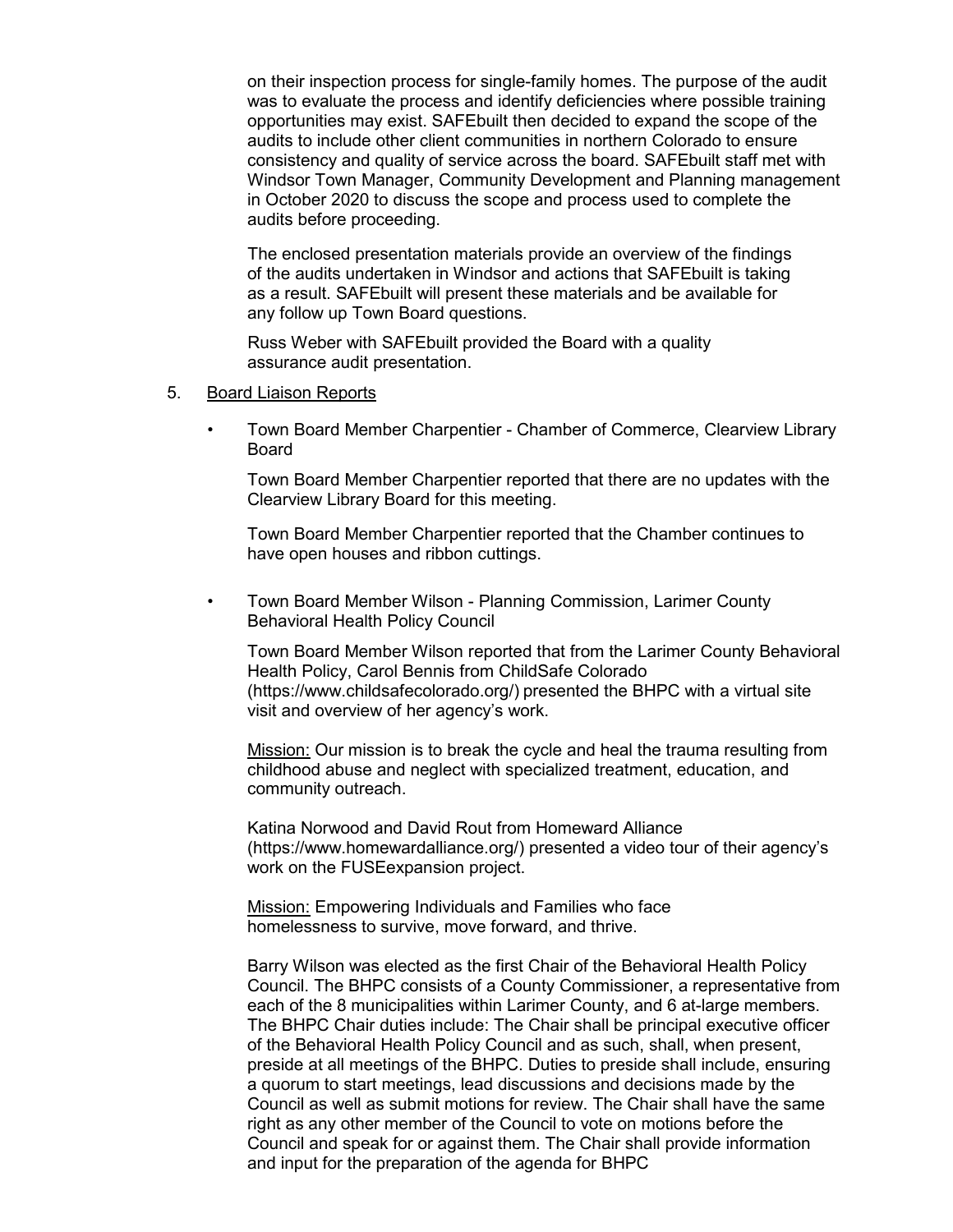on their inspection process for single-family homes. The purpose of the audit was to evaluate the process and identify deficiencies where possible training opportunities may exist. SAFEbuilt then decided to expand the scope of the audits to include other client communities in northern Colorado to ensure consistency and quality of service across the board. SAFEbuilt staff met with Windsor Town Manager, Community Development and Planning management in October 2020 to discuss the scope and process used to complete the audits before proceeding.

The enclosed presentation materials provide an overview of the findings of the audits undertaken in Windsor and actions that SAFEbuilt is taking as a result. SAFEbuilt will present these materials and be available for any follow up Town Board questions.

Russ Weber with SAFEbuilt provided the Board with a quality assurance audit presentation.

5. Board Liaison Reports

- Town Board Member Charpentier - Chamber of Commerce, Clearview Library Board

  Town Board Member Charpentier reported that there are no updates with the Clearview Library Board for this meeting.

  Town Board Member Charpentier reported that the Chamber continues to have open houses and ribbon cuttings.

- Town Board Member Wilson - Planning Commission, Larimer County Behavioral Health Policy Council

  Town Board Member Wilson reported that from the Larimer County Behavioral Health Policy, Carol Bennis from ChildSafe Colorado (https://www.childsafecolorado.org/) presented the BHPC with a virtual site visit and overview of her agency's work.

  Mission: Our mission is to break the cycle and heal the trauma resulting from childhood abuse and neglect with specialized treatment, education, and community outreach.

  Katina Norwood and David Rout from Homeward Alliance (https://www.homewardalliance.org/) presented a video tour of their agency's work on the FUSEexpansion project.

  Mission: Empowering Individuals and Families who face homelessness to survive, move forward, and thrive.

  Barry Wilson was elected as the first Chair of the Behavioral Health Policy Council. The BHPC consists of a County Commissioner, a representative from each of the 8 municipalities within Larimer County, and 6 at-large members. The BHPC Chair duties include: The Chair shall be principal executive officer of the Behavioral Health Policy Council and as such, shall, when present, preside at all meetings of the BHPC. Duties to preside shall include, ensuring a quorum to start meetings, lead discussions and decisions made by the Council as well as submit motions for review. The Chair shall have the same right as any other member of the Council to vote on motions before the Council and speak for or against them. The Chair shall provide information and input for the preparation of the agenda for BHPC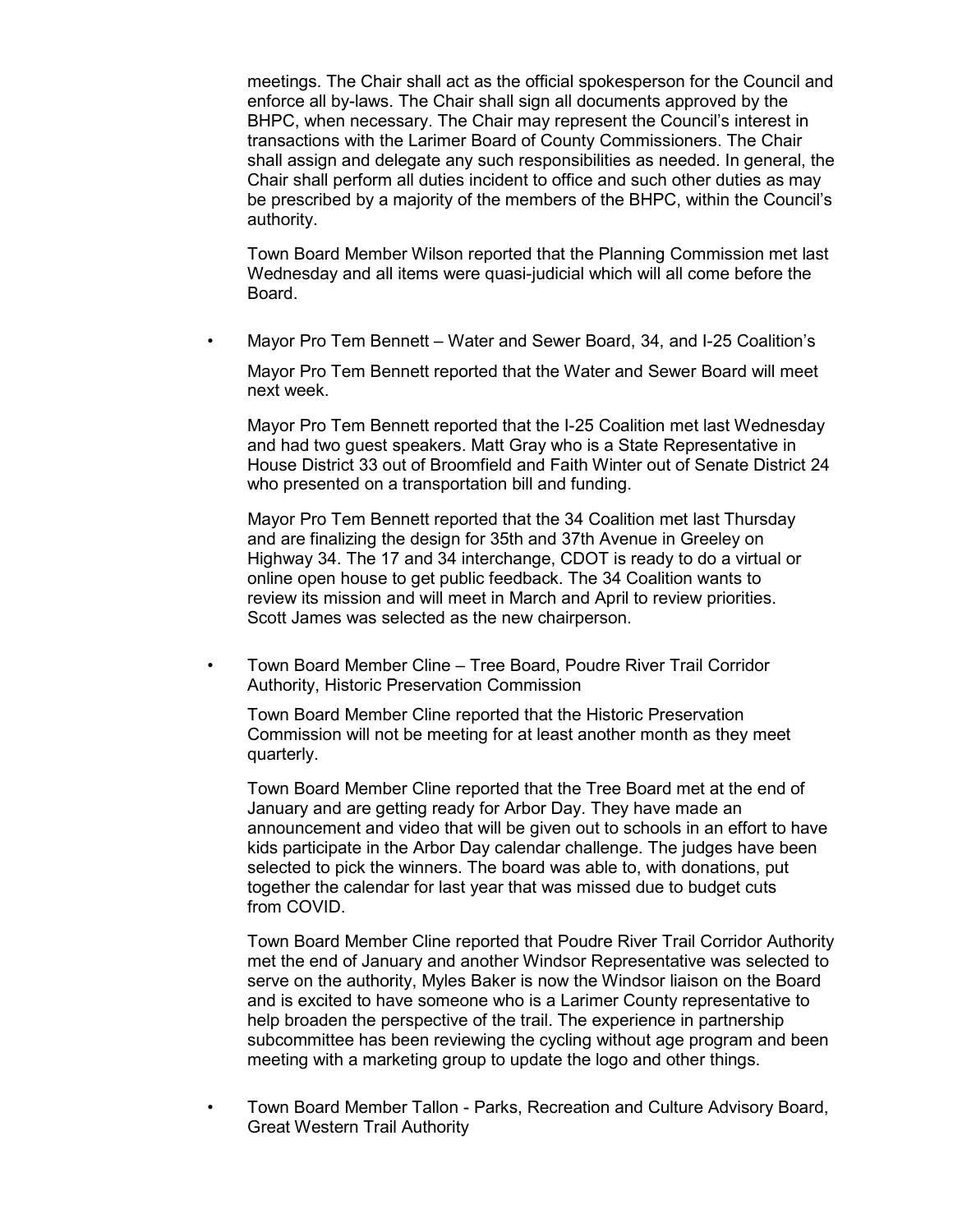meetings. The Chair shall act as the official spokesperson for the Council and enforce all by-laws. The Chair shall sign all documents approved by the BHPC, when necessary. The Chair may represent the Council's interest in transactions with the Larimer Board of County Commissioners. The Chair shall assign and delegate any such responsibilities as needed. In general, the Chair shall perform all duties incident to office and such other duties as may be prescribed by a majority of the members of the BHPC, within the Council's authority.

Town Board Member Wilson reported that the Planning Commission met last Wednesday and all items were quasi-judicial which will all come before the Board.

- Mayor Pro Tem Bennett – Water and Sewer Board, 34, and I-25 Coalition's

  Mayor Pro Tem Bennett reported that the Water and Sewer Board will meet next week.

  Mayor Pro Tem Bennett reported that the I-25 Coalition met last Wednesday and had two guest speakers. Matt Gray who is a State Representative in House District 33 out of Broomfield and Faith Winter out of Senate District 24 who presented on a transportation bill and funding.

  Mayor Pro Tem Bennett reported that the 34 Coalition met last Thursday and are finalizing the design for 35th and 37th Avenue in Greeley on Highway 34. The 17 and 34 interchange, CDOT is ready to do a virtual or online open house to get public feedback. The 34 Coalition wants to review its mission and will meet in March and April to review priorities. Scott James was selected as the new chairperson.

- Town Board Member Cline – Tree Board, Poudre River Trail Corridor Authority, Historic Preservation Commission

  Town Board Member Cline reported that the Historic Preservation Commission will not be meeting for at least another month as they meet quarterly.

  Town Board Member Cline reported that the Tree Board met at the end of January and are getting ready for Arbor Day. They have made an announcement and video that will be given out to schools in an effort to have kids participate in the Arbor Day calendar challenge. The judges have been selected to pick the winners. The board was able to, with donations, put together the calendar for last year that was missed due to budget cuts from COVID.

  Town Board Member Cline reported that Poudre River Trail Corridor Authority met the end of January and another Windsor Representative was selected to serve on the authority, Myles Baker is now the Windsor liaison on the Board and is excited to have someone who is a Larimer County representative to help broaden the perspective of the trail. The experience in partnership subcommittee has been reviewing the cycling without age program and been meeting with a marketing group to update the logo and other things.

- Town Board Member Tallon - Parks, Recreation and Culture Advisory Board, Great Western Trail Authority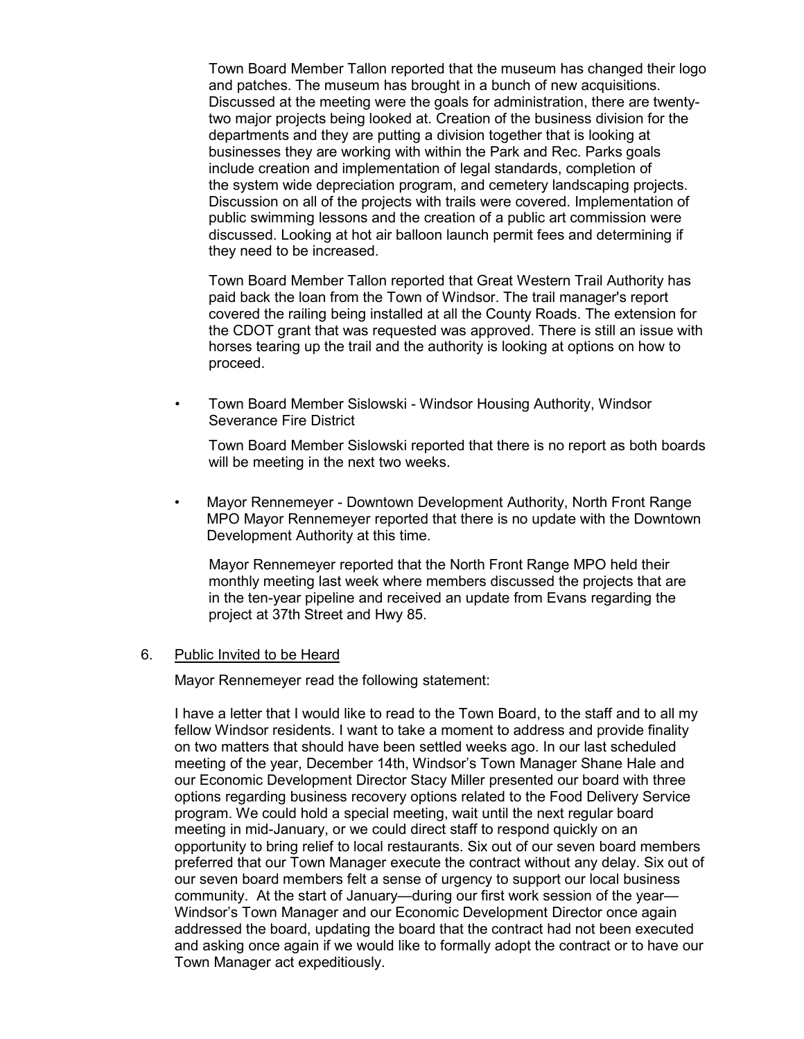Town Board Member Tallon reported that the museum has changed their logo and patches. The museum has brought in a bunch of new acquisitions. Discussed at the meeting were the goals for administration, there are twenty-two major projects being looked at. Creation of the business division for the departments and they are putting a division together that is looking at businesses they are working with within the Park and Rec. Parks goals include creation and implementation of legal standards, completion of the system wide depreciation program, and cemetery landscaping projects. Discussion on all of the projects with trails were covered. Implementation of public swimming lessons and the creation of a public art commission were discussed. Looking at hot air balloon launch permit fees and determining if they need to be increased.

Town Board Member Tallon reported that Great Western Trail Authority has paid back the loan from the Town of Windsor. The trail manager's report covered the railing being installed at all the County Roads. The extension for the CDOT grant that was requested was approved. There is still an issue with horses tearing up the trail and the authority is looking at options on how to proceed.

- Town Board Member Sislowski - Windsor Housing Authority, Windsor Severance Fire District

  Town Board Member Sislowski reported that there is no report as both boards will be meeting in the next two weeks.

- Mayor Rennemeyer - Downtown Development Authority, North Front Range MPO Mayor Rennemeyer reported that there is no update with the Downtown Development Authority at this time.

  Mayor Rennemeyer reported that the North Front Range MPO held their monthly meeting last week where members discussed the projects that are in the ten-year pipeline and received an update from Evans regarding the project at 37th Street and Hwy 85.

6. Public Invited to be Heard

Mayor Rennemeyer read the following statement:

I have a letter that I would like to read to the Town Board, to the staff and to all my fellow Windsor residents. I want to take a moment to address and provide finality on two matters that should have been settled weeks ago. In our last scheduled meeting of the year, December 14th, Windsor's Town Manager Shane Hale and our Economic Development Director Stacy Miller presented our board with three options regarding business recovery options related to the Food Delivery Service program. We could hold a special meeting, wait until the next regular board meeting in mid-January, or we could direct staff to respond quickly on an opportunity to bring relief to local restaurants. Six out of our seven board members preferred that our Town Manager execute the contract without any delay. Six out of our seven board members felt a sense of urgency to support our local business community. At the start of January—during our first work session of the year—Windsor's Town Manager and our Economic Development Director once again addressed the board, updating the board that the contract had not been executed and asking once again if we would like to formally adopt the contract or to have our Town Manager act expeditiously.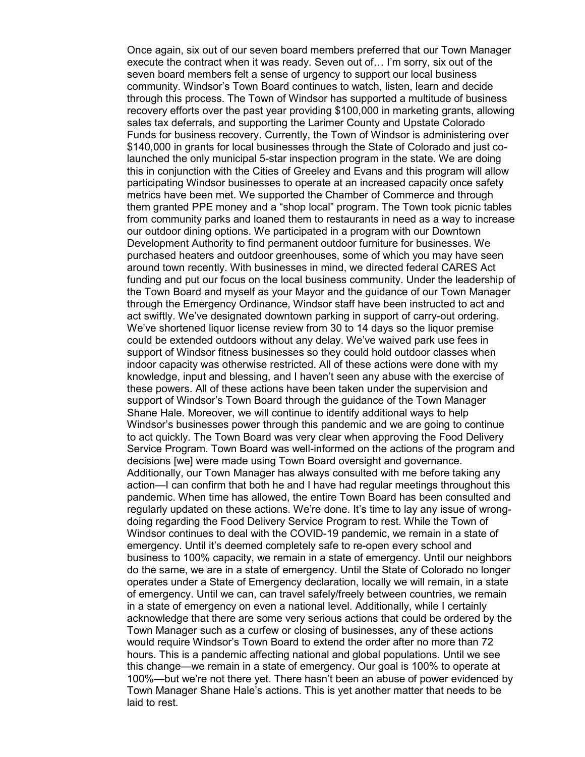Once again, six out of our seven board members preferred that our Town Manager execute the contract when it was ready. Seven out of… I'm sorry, six out of the seven board members felt a sense of urgency to support our local business community. Windsor's Town Board continues to watch, listen, learn and decide through this process. The Town of Windsor has supported a multitude of business recovery efforts over the past year providing $100,000 in marketing grants, allowing sales tax deferrals, and supporting the Larimer County and Upstate Colorado Funds for business recovery. Currently, the Town of Windsor is administering over $140,000 in grants for local businesses through the State of Colorado and just co-launched the only municipal 5-star inspection program in the state. We are doing this in conjunction with the Cities of Greeley and Evans and this program will allow participating Windsor businesses to operate at an increased capacity once safety metrics have been met. We supported the Chamber of Commerce and through them granted PPE money and a "shop local" program. The Town took picnic tables from community parks and loaned them to restaurants in need as a way to increase our outdoor dining options. We participated in a program with our Downtown Development Authority to find permanent outdoor furniture for businesses. We purchased heaters and outdoor greenhouses, some of which you may have seen around town recently. With businesses in mind, we directed federal CARES Act funding and put our focus on the local business community. Under the leadership of the Town Board and myself as your Mayor and the guidance of our Town Manager through the Emergency Ordinance, Windsor staff have been instructed to act and act swiftly. We've designated downtown parking in support of carry-out ordering. We've shortened liquor license review from 30 to 14 days so the liquor premise could be extended outdoors without any delay. We've waived park use fees in support of Windsor fitness businesses so they could hold outdoor classes when indoor capacity was otherwise restricted. All of these actions were done with my knowledge, input and blessing, and I haven't seen any abuse with the exercise of these powers. All of these actions have been taken under the supervision and support of Windsor's Town Board through the guidance of the Town Manager Shane Hale. Moreover, we will continue to identify additional ways to help Windsor's businesses power through this pandemic and we are going to continue to act quickly. The Town Board was very clear when approving the Food Delivery Service Program. Town Board was well-informed on the actions of the program and decisions [we] were made using Town Board oversight and governance. Additionally, our Town Manager has always consulted with me before taking any action—I can confirm that both he and I have had regular meetings throughout this pandemic. When time has allowed, the entire Town Board has been consulted and regularly updated on these actions. We're done. It's time to lay any issue of wrong-doing regarding the Food Delivery Service Program to rest. While the Town of Windsor continues to deal with the COVID-19 pandemic, we remain in a state of emergency. Until it's deemed completely safe to re-open every school and business to 100% capacity, we remain in a state of emergency. Until our neighbors do the same, we are in a state of emergency. Until the State of Colorado no longer operates under a State of Emergency declaration, locally we will remain, in a state of emergency. Until we can, can travel safely/freely between countries, we remain in a state of emergency on even a national level. Additionally, while I certainly acknowledge that there are some very serious actions that could be ordered by the Town Manager such as a curfew or closing of businesses, any of these actions would require Windsor's Town Board to extend the order after no more than 72 hours. This is a pandemic affecting national and global populations. Until we see this change—we remain in a state of emergency. Our goal is 100% to operate at 100%—but we're not there yet. There hasn't been an abuse of power evidenced by Town Manager Shane Hale's actions. This is yet another matter that needs to be laid to rest.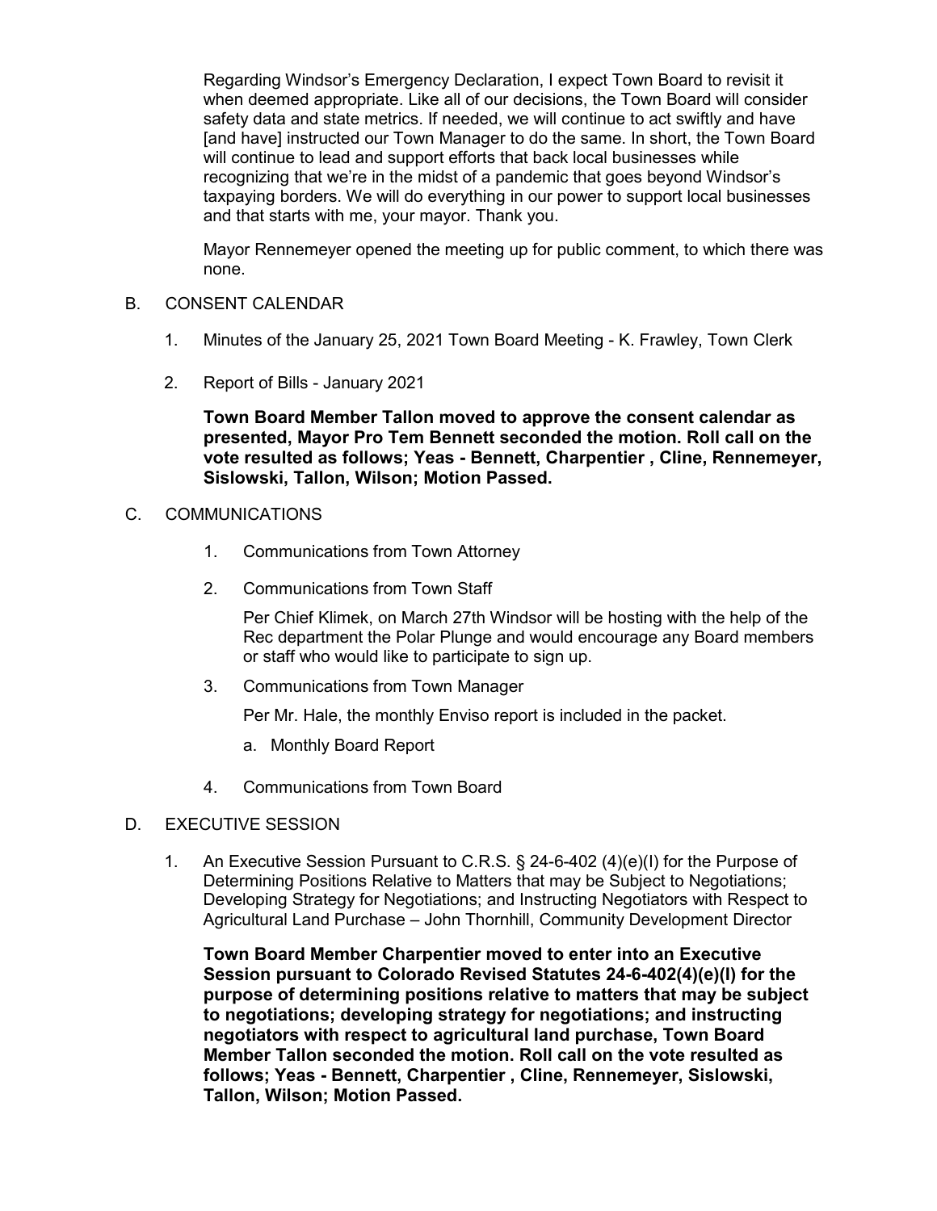Regarding Windsor's Emergency Declaration, I expect Town Board to revisit it when deemed appropriate. Like all of our decisions, the Town Board will consider safety data and state metrics. If needed, we will continue to act swiftly and have [and have] instructed our Town Manager to do the same. In short, the Town Board will continue to lead and support efforts that back local businesses while recognizing that we're in the midst of a pandemic that goes beyond Windsor's taxpaying borders. We will do everything in our power to support local businesses and that starts with me, your mayor. Thank you.

Mayor Rennemeyer opened the meeting up for public comment, to which there was none.

B. CONSENT CALENDAR

1. Minutes of the January 25, 2021 Town Board Meeting - K. Frawley, Town Clerk

2. Report of Bills - January 2021

**Town Board Member Tallon moved to approve the consent calendar as presented, Mayor Pro Tem Bennett seconded the motion. Roll call on the vote resulted as follows; Yeas - Bennett, Charpentier , Cline, Rennemeyer, Sislowski, Tallon, Wilson; Motion Passed.**

C. COMMUNICATIONS

1. Communications from Town Attorney

2. Communications from Town Staff

   Per Chief Klimek, on March 27th Windsor will be hosting with the help of the Rec department the Polar Plunge and would encourage any Board members or staff who would like to participate to sign up.

3. Communications from Town Manager

   Per Mr. Hale, the monthly Enviso report is included in the packet.

   a. Monthly Board Report

4. Communications from Town Board

D. EXECUTIVE SESSION

1. An Executive Session Pursuant to C.R.S. § 24-6-402 (4)(e)(I) for the Purpose of Determining Positions Relative to Matters that may be Subject to Negotiations; Developing Strategy for Negotiations; and Instructing Negotiators with Respect to Agricultural Land Purchase – John Thornhill, Community Development Director

**Town Board Member Charpentier moved to enter into an Executive Session pursuant to Colorado Revised Statutes 24-6-402(4)(e)(I) for the purpose of determining positions relative to matters that may be subject to negotiations; developing strategy for negotiations; and instructing negotiators with respect to agricultural land purchase, Town Board Member Tallon seconded the motion. Roll call on the vote resulted as follows; Yeas - Bennett, Charpentier , Cline, Rennemeyer, Sislowski, Tallon, Wilson; Motion Passed.**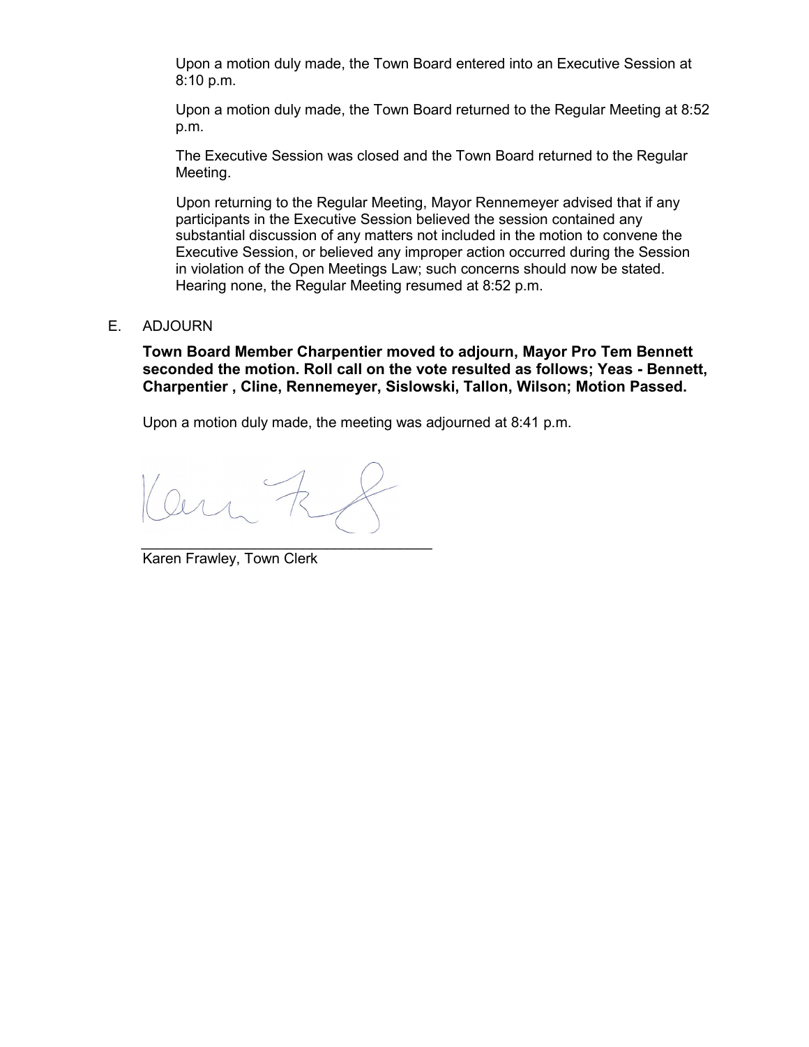Upon a motion duly made, the Town Board entered into an Executive Session at 8:10 p.m.

Upon a motion duly made, the Town Board returned to the Regular Meeting at 8:52 p.m.

The Executive Session was closed and the Town Board returned to the Regular Meeting.

Upon returning to the Regular Meeting, Mayor Rennemeyer advised that if any participants in the Executive Session believed the session contained any substantial discussion of any matters not included in the motion to convene the Executive Session, or believed any improper action occurred during the Session in violation of the Open Meetings Law; such concerns should now be stated. Hearing none, the Regular Meeting resumed at 8:52 p.m.

E. ADJOURN

**Town Board Member Charpentier moved to adjourn, Mayor Pro Tem Bennett seconded the motion. Roll call on the vote resulted as follows; Yeas - Bennett, Charpentier , Cline, Rennemeyer, Sislowski, Tallon, Wilson; Motion Passed.**

Upon a motion duly made, the meeting was adjourned at 8:41 p.m.

\_\_\_\_\_\_\_\_\_\_\_\_\_\_\_\_\_\_\_\_\_\_\_\_\_\_\_\_\_\_\_\_\_\_\_\_

Karen Frawley, Town Clerk